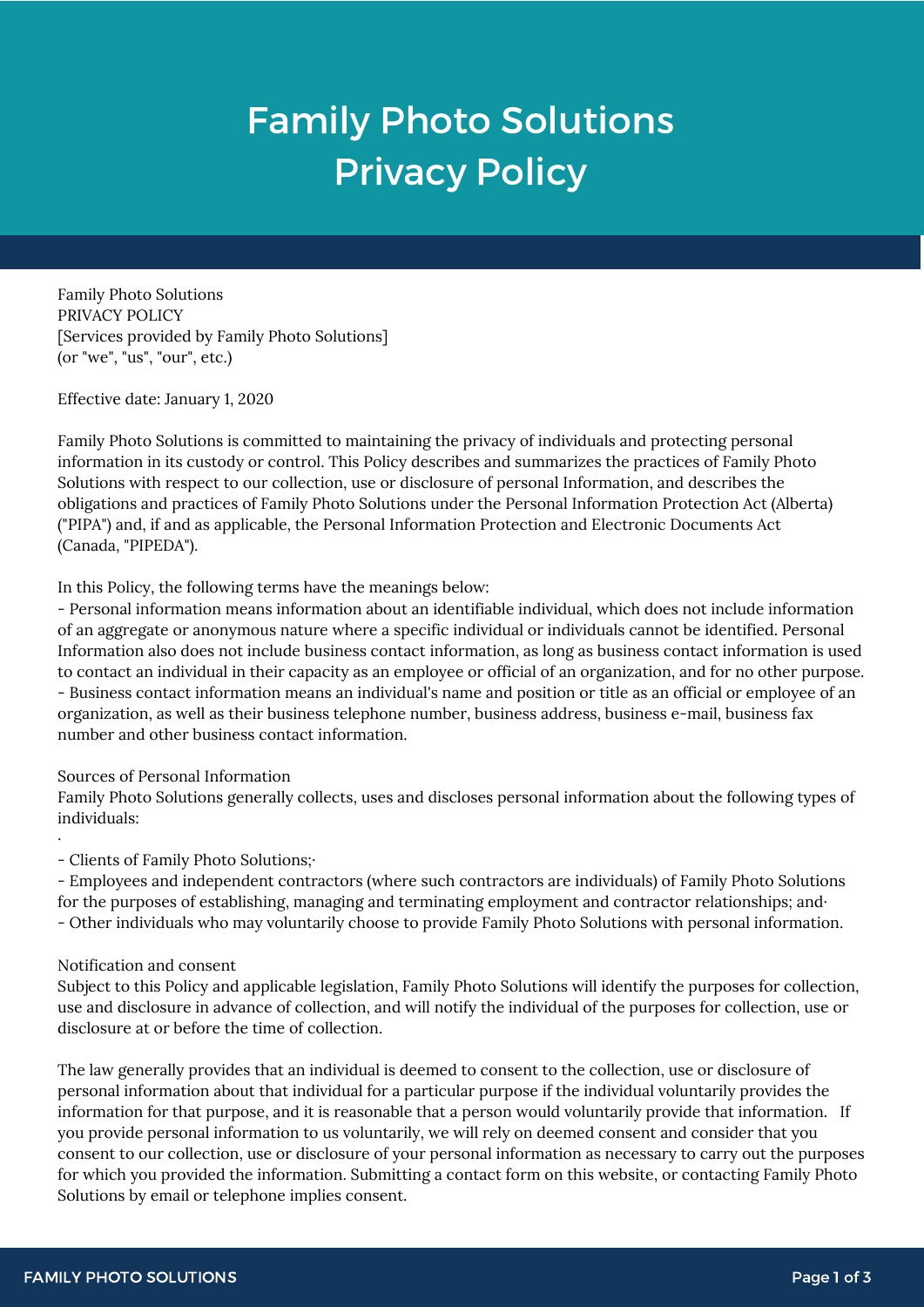# Family Photo Solutions Privacy Policy

Family Photo Solutions
PRIVACY POLICY
[Services provided by Family Photo Solutions]
(or "we", "us", "our", etc.)

Effective date: January 1, 2020

Family Photo Solutions is committed to maintaining the privacy of individuals and protecting personal information in its custody or control. This Policy describes and summarizes the practices of Family Photo Solutions with respect to our collection, use or disclosure of personal Information, and describes the obligations and practices of Family Photo Solutions under the Personal Information Protection Act (Alberta) ("PIPA") and, if and as applicable, the Personal Information Protection and Electronic Documents Act (Canada, "PIPEDA").

In this Policy, the following terms have the meanings below:

- Personal information means information about an identifiable individual, which does not include information of an aggregate or anonymous nature where a specific individual or individuals cannot be identified. Personal Information also does not include business contact information, as long as business contact information is used to contact an individual in their capacity as an employee or official of an organization, and for no other purpose.
- Business contact information means an individual's name and position or title as an official or employee of an organization, as well as their business telephone number, business address, business e-mail, business fax number and other business contact information.

Sources of Personal Information

Family Photo Solutions generally collects, uses and discloses personal information about the following types of individuals:

·

- Clients of Family Photo Solutions;·
- Employees and independent contractors (where such contractors are individuals) of Family Photo Solutions for the purposes of establishing, managing and terminating employment and contractor relationships; and·
- Other individuals who may voluntarily choose to provide Family Photo Solutions with personal information.

Notification and consent

Subject to this Policy and applicable legislation, Family Photo Solutions will identify the purposes for collection, use and disclosure in advance of collection, and will notify the individual of the purposes for collection, use or disclosure at or before the time of collection.

The law generally provides that an individual is deemed to consent to the collection, use or disclosure of personal information about that individual for a particular purpose if the individual voluntarily provides the information for that purpose, and it is reasonable that a person would voluntarily provide that information. If you provide personal information to us voluntarily, we will rely on deemed consent and consider that you consent to our collection, use or disclosure of your personal information as necessary to carry out the purposes for which you provided the information. Submitting a contact form on this website, or contacting Family Photo Solutions by email or telephone implies consent.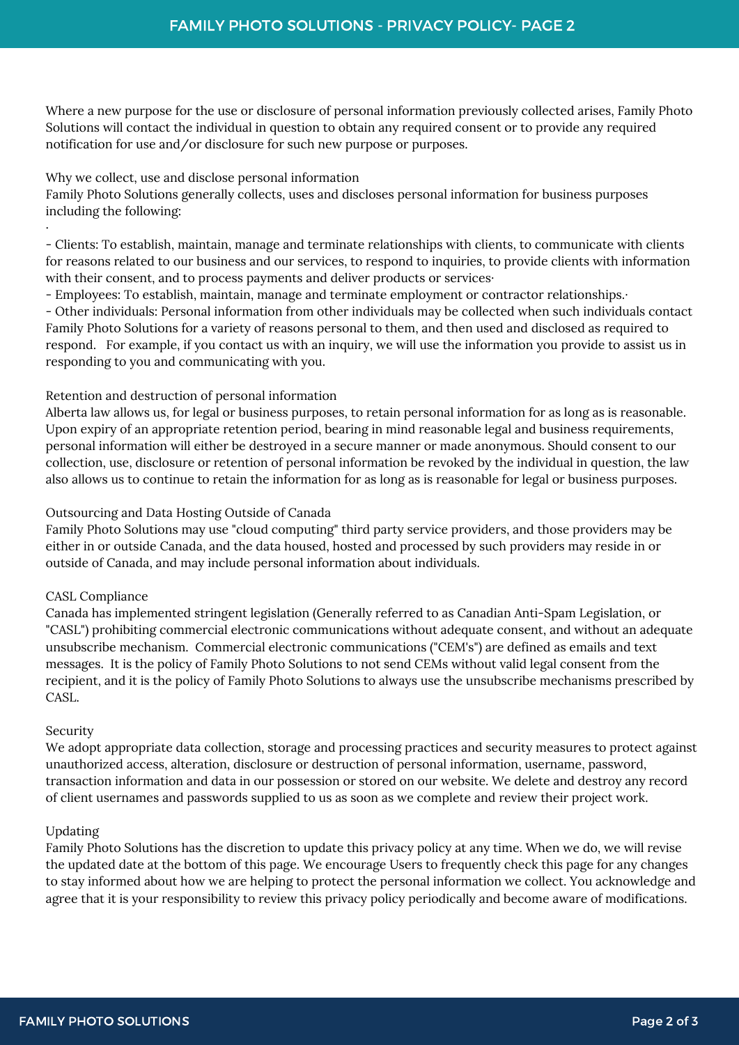Where a new purpose for the use or disclosure of personal information previously collected arises, Family Photo Solutions will contact the individual in question to obtain any required consent or to provide any required notification for use and/or disclosure for such new purpose or purposes.

## Why we collect, use and disclose personal information

Family Photo Solutions generally collects, uses and discloses personal information for business purposes including the following:

·

- Clients: To establish, maintain, manage and terminate relationships with clients, to communicate with clients for reasons related to our business and our services, to respond to inquiries, to provide clients with information with their consent, and to process payments and deliver products or services·
- Employees: To establish, maintain, manage and terminate employment or contractor relationships.·
- Other individuals: Personal information from other individuals may be collected when such individuals contact Family Photo Solutions for a variety of reasons personal to them, and then used and disclosed as required to respond. For example, if you contact us with an inquiry, we will use the information you provide to assist us in responding to you and communicating with you.

## Retention and destruction of personal information

Alberta law allows us, for legal or business purposes, to retain personal information for as long as is reasonable. Upon expiry of an appropriate retention period, bearing in mind reasonable legal and business requirements, personal information will either be destroyed in a secure manner or made anonymous. Should consent to our collection, use, disclosure or retention of personal information be revoked by the individual in question, the law also allows us to continue to retain the information for as long as is reasonable for legal or business purposes.

## Outsourcing and Data Hosting Outside of Canada

Family Photo Solutions may use "cloud computing" third party service providers, and those providers may be either in or outside Canada, and the data housed, hosted and processed by such providers may reside in or outside of Canada, and may include personal information about individuals.

## CASL Compliance

Canada has implemented stringent legislation (Generally referred to as Canadian Anti-Spam Legislation, or "CASL") prohibiting commercial electronic communications without adequate consent, and without an adequate unsubscribe mechanism. Commercial electronic communications ("CEM's") are defined as emails and text messages. It is the policy of Family Photo Solutions to not send CEMs without valid legal consent from the recipient, and it is the policy of Family Photo Solutions to always use the unsubscribe mechanisms prescribed by CASL.

## Security

We adopt appropriate data collection, storage and processing practices and security measures to protect against unauthorized access, alteration, disclosure or destruction of personal information, username, password, transaction information and data in our possession or stored on our website. We delete and destroy any record of client usernames and passwords supplied to us as soon as we complete and review their project work.

## Updating

Family Photo Solutions has the discretion to update this privacy policy at any time. When we do, we will revise the updated date at the bottom of this page. We encourage Users to frequently check this page for any changes to stay informed about how we are helping to protect the personal information we collect. You acknowledge and agree that it is your responsibility to review this privacy policy periodically and become aware of modifications.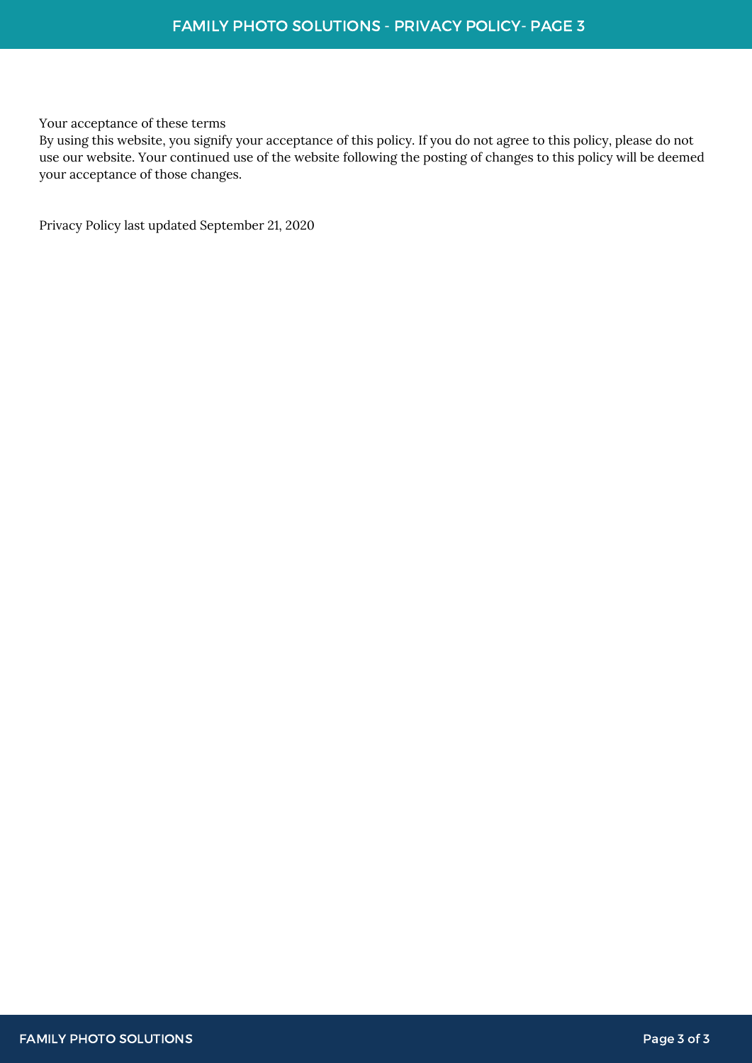Your acceptance of these terms
By using this website, you signify your acceptance of this policy. If you do not agree to this policy, please do not use our website. Your continued use of the website following the posting of changes to this policy will be deemed your acceptance of those changes.

Privacy Policy last updated September 21, 2020